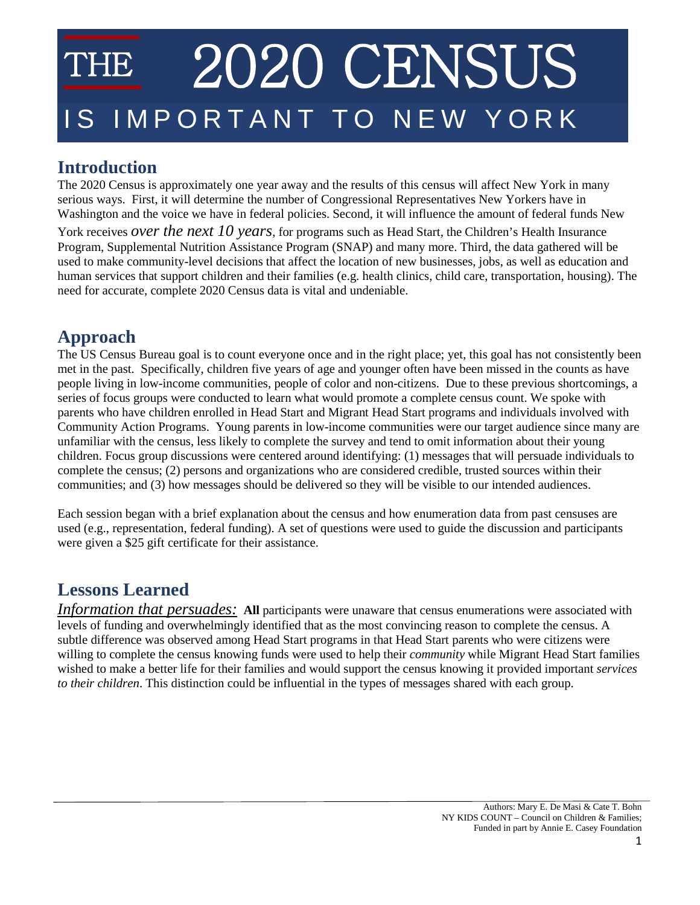# THE 2020 CENSUS IS IMPORTANT TO NEW YORK

## Introduction

The 2020 Census is approximately one year away and the results of this census will affect New York in many serious ways. First, it will determine the number of Congressional Representatives New Yorkers have in Washington and the voice we have in federal policies. Second, it will influence the amount of federal funds New York receives *over the next 10 years*, for programs such as Head Start, the Children's Health Insurance Program, Supplemental Nutrition Assistance Program (SNAP) and many more. Third, the data gathered will be used to make community-level decisions that affect the location of new businesses, jobs, as well as education and human services that support children and their families (e.g. health clinics, child care, transportation, housing). The need for accurate, complete 2020 Census data is vital and undeniable.

## Approach

The US Census Bureau goal is to count everyone once and in the right place; yet, this goal has not consistently been met in the past. Specifically, children five years of age and younger often have been missed in the counts as have people living in low-income communities, people of color and non-citizens. Due to these previous shortcomings, a series of focus groups were conducted to learn what would promote a complete census count. We spoke with parents who have children enrolled in Head Start and Migrant Head Start programs and individuals involved with Community Action Programs. Young parents in low-income communities were our target audience since many are unfamiliar with the census, less likely to complete the survey and tend to omit information about their young children. Focus group discussions were centered around identifying: (1) messages that will persuade individuals to complete the census; (2) persons and organizations who are considered credible, trusted sources within their communities; and (3) how messages should be delivered so they will be visible to our intended audiences.

Each session began with a brief explanation about the census and how enumeration data from past censuses are used (e.g., representation, federal funding). A set of questions were used to guide the discussion and participants were given a $25 gift certificate for their assistance.

## Lessons Learned

*Information that persuades:* **All** participants were unaware that census enumerations were associated with levels of funding and overwhelmingly identified that as the most convincing reason to complete the census. A subtle difference was observed among Head Start programs in that Head Start parents who were citizens were willing to complete the census knowing funds were used to help their *community* while Migrant Head Start families wished to make a better life for their families and would support the census knowing it provided important *services to their children*. This distinction could be influential in the types of messages shared with each group.

Authors: Mary E. De Masi & Cate T. Bohn
NY KIDS COUNT – Council on Children & Families;
Funded in part by Annie E. Casey Foundation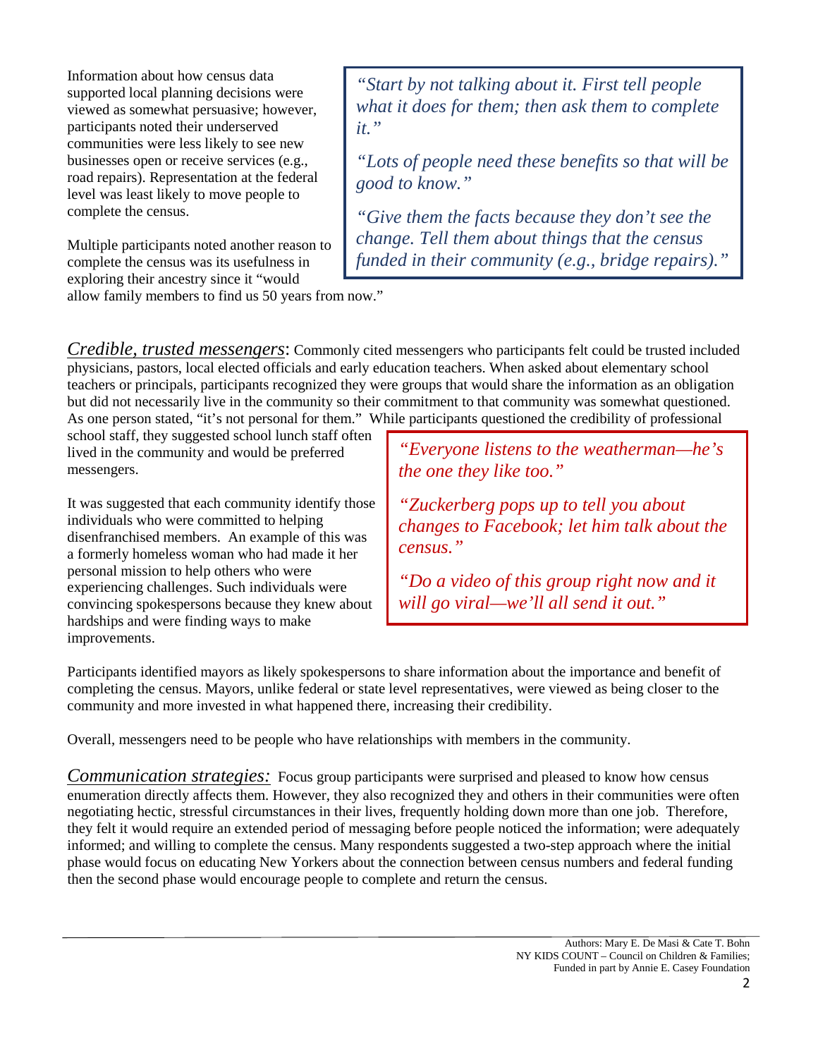Information about how census data supported local planning decisions were viewed as somewhat persuasive; however, participants noted their underserved communities were less likely to see new businesses open or receive services (e.g., road repairs). Representation at the federal level was least likely to move people to complete the census.

Multiple participants noted another reason to complete the census was its usefulness in exploring their ancestry since it "would allow family members to find us 50 years from now."

> *"Start by not talking about it. First tell people what it does for them; then ask them to complete it."*
>
> *"Lots of people need these benefits so that will be good to know."*
>
> *"Give them the facts because they don't see the change. Tell them about things that the census funded in their community (e.g., bridge repairs)."*

*Credible, trusted messengers*: Commonly cited messengers who participants felt could be trusted included physicians, pastors, local elected officials and early education teachers. When asked about elementary school teachers or principals, participants recognized they were groups that would share the information as an obligation but did not necessarily live in the community so their commitment to that community was somewhat questioned. As one person stated, "it's not personal for them." While participants questioned the credibility of professional school staff, they suggested school lunch staff often lived in the community and would be preferred messengers.

It was suggested that each community identify those individuals who were committed to helping disenfranchised members. An example of this was a formerly homeless woman who had made it her personal mission to help others who were experiencing challenges. Such individuals were convincing spokespersons because they knew about hardships and were finding ways to make improvements.

> *"Everyone listens to the weatherman—he's the one they like too."*
>
> *"Zuckerberg pops up to tell you about changes to Facebook; let him talk about the census."*
>
> *"Do a video of this group right now and it will go viral—we'll all send it out."*

Participants identified mayors as likely spokespersons to share information about the importance and benefit of completing the census. Mayors, unlike federal or state level representatives, were viewed as being closer to the community and more invested in what happened there, increasing their credibility.

Overall, messengers need to be people who have relationships with members in the community.

*Communication strategies:* Focus group participants were surprised and pleased to know how census enumeration directly affects them. However, they also recognized they and others in their communities were often negotiating hectic, stressful circumstances in their lives, frequently holding down more than one job. Therefore, they felt it would require an extended period of messaging before people noticed the information; were adequately informed; and willing to complete the census. Many respondents suggested a two-step approach where the initial phase would focus on educating New Yorkers about the connection between census numbers and federal funding then the second phase would encourage people to complete and return the census.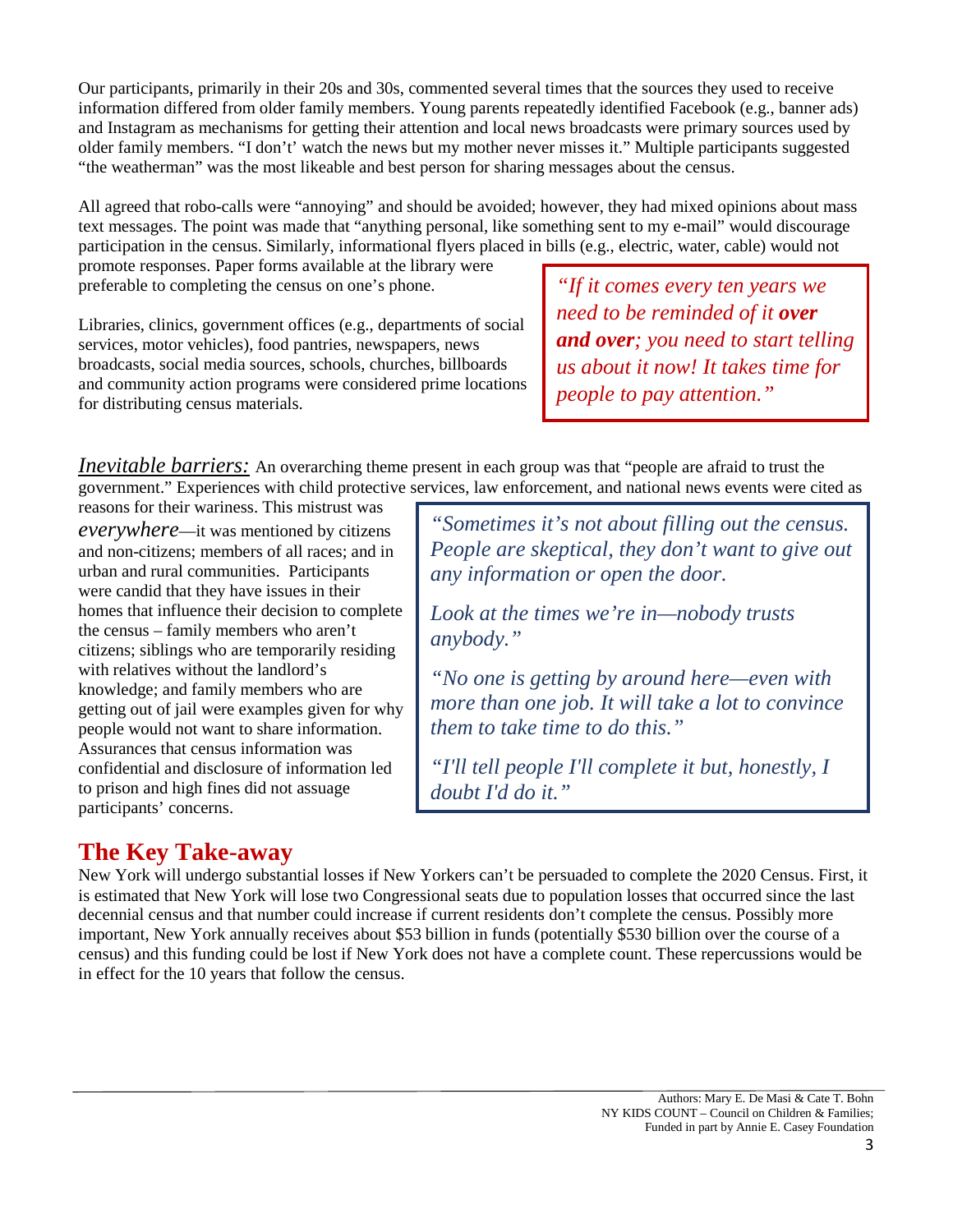Our participants, primarily in their 20s and 30s, commented several times that the sources they used to receive information differed from older family members. Young parents repeatedly identified Facebook (e.g., banner ads) and Instagram as mechanisms for getting their attention and local news broadcasts were primary sources used by older family members. "I don't' watch the news but my mother never misses it." Multiple participants suggested "the weatherman" was the most likeable and best person for sharing messages about the census.

All agreed that robo-calls were "annoying" and should be avoided; however, they had mixed opinions about mass text messages. The point was made that "anything personal, like something sent to my e-mail" would discourage participation in the census. Similarly, informational flyers placed in bills (e.g., electric, water, cable) would not promote responses. Paper forms available at the library were preferable to completing the census on one's phone.

Libraries, clinics, government offices (e.g., departments of social services, motor vehicles), food pantries, newspapers, news broadcasts, social media sources, schools, churches, billboards and community action programs were considered prime locations for distributing census materials.

> *"If it comes every ten years we need to be reminded of it* ***over and over****; you need to start telling us about it now! It takes time for people to pay attention."*

*__Inevitable barriers:__* An overarching theme present in each group was that "people are afraid to trust the government." Experiences with child protective services, law enforcement, and national news events were cited as reasons for their wariness. This mistrust was *everywhere*—it was mentioned by citizens and non-citizens; members of all races; and in urban and rural communities. Participants were candid that they have issues in their homes that influence their decision to complete the census – family members who aren't citizens; siblings who are temporarily residing with relatives without the landlord's knowledge; and family members who are getting out of jail were examples given for why people would not want to share information. Assurances that census information was confidential and disclosure of information led to prison and high fines did not assuage participants' concerns.

> *"Sometimes it's not about filling out the census. People are skeptical, they don't want to give out any information or open the door.*
>
> *Look at the times we're in—nobody trusts anybody."*
>
> *"No one is getting by around here—even with more than one job. It will take a lot to convince them to take time to do this."*
>
> *"I'll tell people I'll complete it but, honestly, I doubt I'd do it."*

## The Key Take-away

New York will undergo substantial losses if New Yorkers can't be persuaded to complete the 2020 Census. First, it is estimated that New York will lose two Congressional seats due to population losses that occurred since the last decennial census and that number could increase if current residents don't complete the census. Possibly more important, New York annually receives about $53 billion in funds (potentially $530 billion over the course of a census) and this funding could be lost if New York does not have a complete count. These repercussions would be in effect for the 10 years that follow the census.

Authors: Mary E. De Masi & Cate T. Bohn
NY KIDS COUNT – Council on Children & Families;
Funded in part by Annie E. Casey Foundation